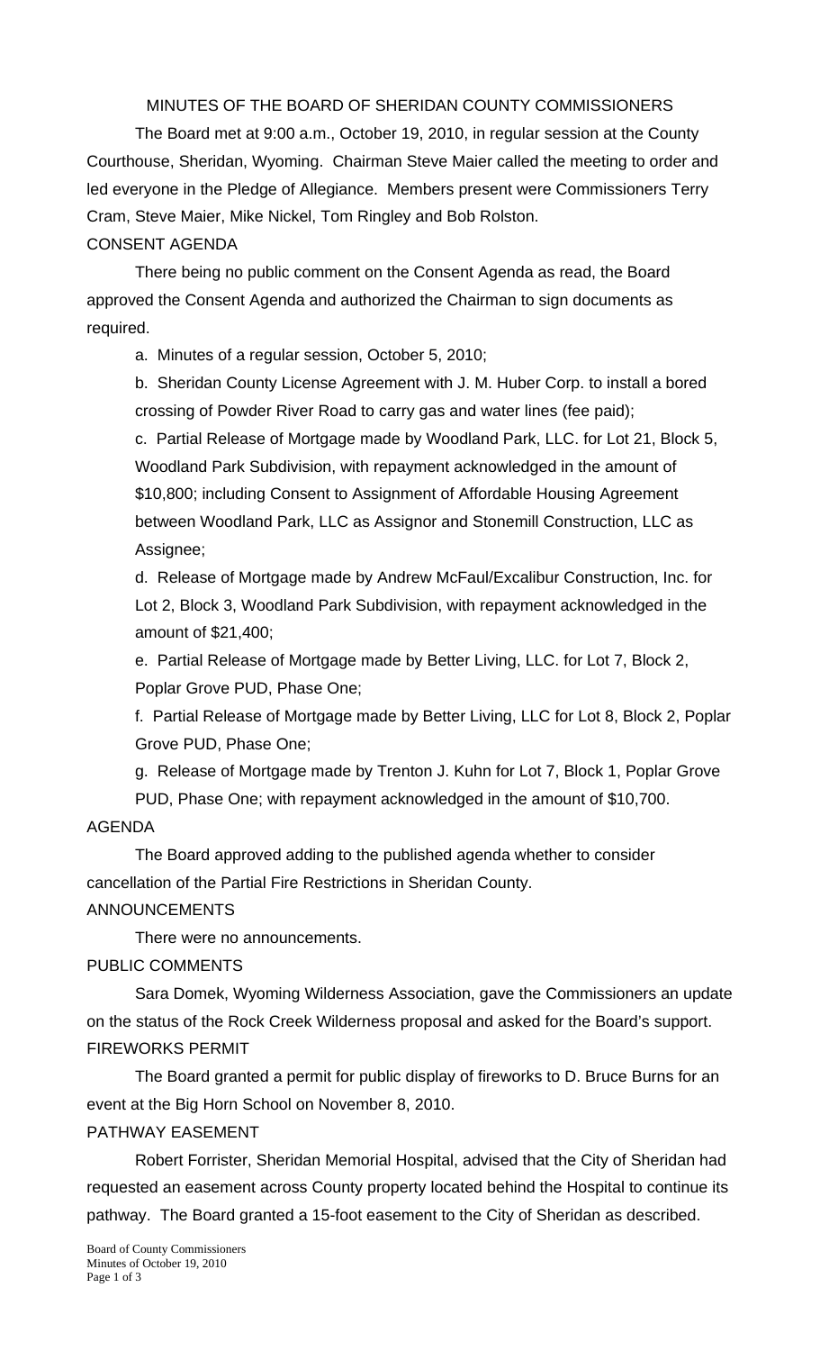# MINUTES OF THE BOARD OF SHERIDAN COUNTY COMMISSIONERS

The Board met at 9:00 a.m., October 19, 2010, in regular session at the County Courthouse, Sheridan, Wyoming. Chairman Steve Maier called the meeting to order and led everyone in the Pledge of Allegiance. Members present were Commissioners Terry Cram, Steve Maier, Mike Nickel, Tom Ringley and Bob Rolston.

## CONSENT AGENDA

There being no public comment on the Consent Agenda as read, the Board approved the Consent Agenda and authorized the Chairman to sign documents as required.

a. Minutes of a regular session, October 5, 2010;

b. Sheridan County License Agreement with J. M. Huber Corp. to install a bored crossing of Powder River Road to carry gas and water lines (fee paid);

c. Partial Release of Mortgage made by Woodland Park, LLC. for Lot 21, Block 5, Woodland Park Subdivision, with repayment acknowledged in the amount of $10,800; including Consent to Assignment of Affordable Housing Agreement between Woodland Park, LLC as Assignor and Stonemill Construction, LLC as Assignee;

d. Release of Mortgage made by Andrew McFaul/Excalibur Construction, Inc. for Lot 2, Block 3, Woodland Park Subdivision, with repayment acknowledged in the amount of $21,400;

e. Partial Release of Mortgage made by Better Living, LLC. for Lot 7, Block 2, Poplar Grove PUD, Phase One;

f. Partial Release of Mortgage made by Better Living, LLC for Lot 8, Block 2, Poplar Grove PUD, Phase One;

g. Release of Mortgage made by Trenton J. Kuhn for Lot 7, Block 1, Poplar Grove PUD, Phase One; with repayment acknowledged in the amount of $10,700.

## AGENDA

The Board approved adding to the published agenda whether to consider cancellation of the Partial Fire Restrictions in Sheridan County.

## ANNOUNCEMENTS

There were no announcements.

## PUBLIC COMMENTS

Sara Domek, Wyoming Wilderness Association, gave the Commissioners an update on the status of the Rock Creek Wilderness proposal and asked for the Board's support.

## FIREWORKS PERMIT

The Board granted a permit for public display of fireworks to D. Bruce Burns for an event at the Big Horn School on November 8, 2010.

## PATHWAY EASEMENT

Robert Forrister, Sheridan Memorial Hospital, advised that the City of Sheridan had requested an easement across County property located behind the Hospital to continue its pathway. The Board granted a 15-foot easement to the City of Sheridan as described.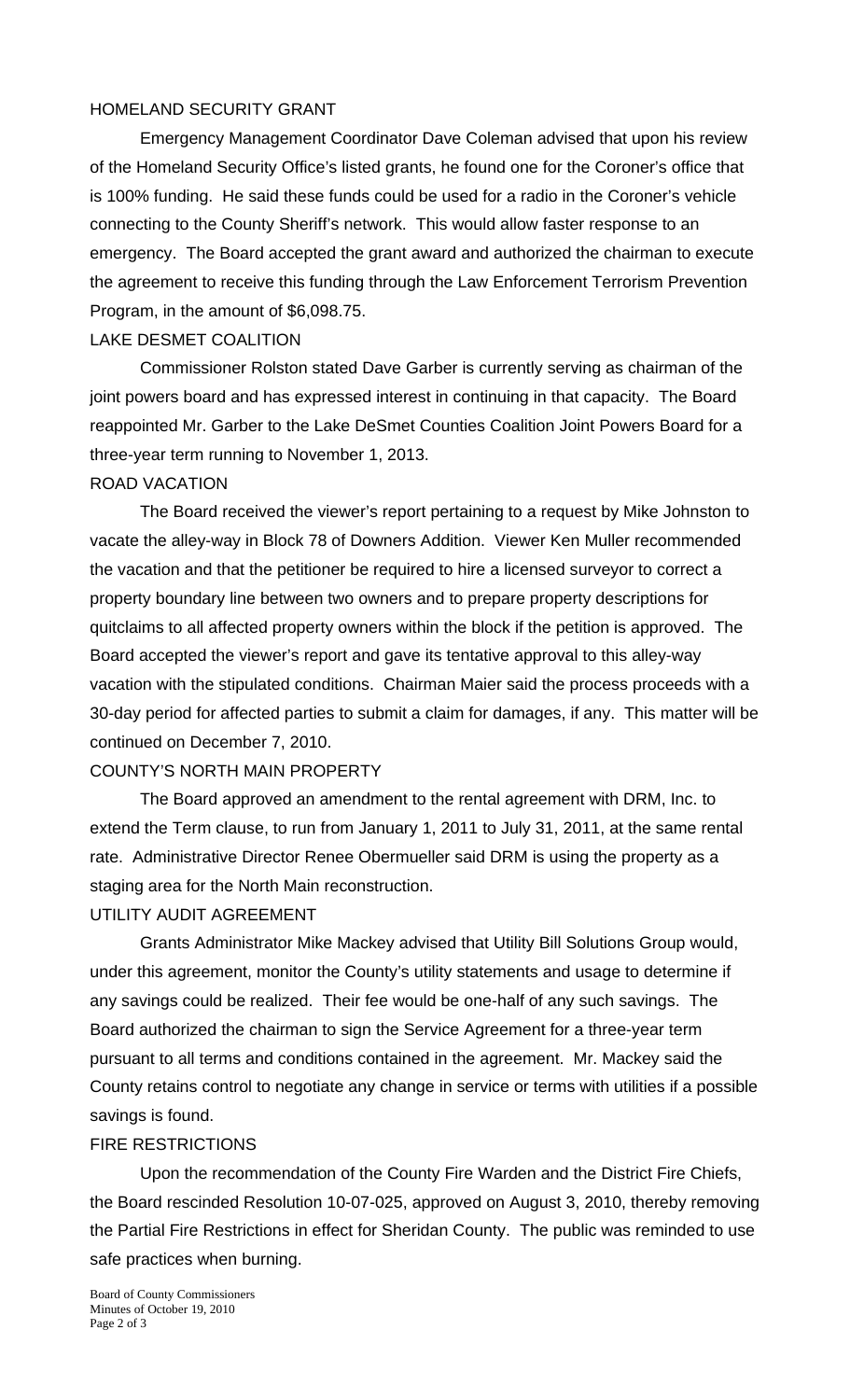## HOMELAND SECURITY GRANT

Emergency Management Coordinator Dave Coleman advised that upon his review of the Homeland Security Office's listed grants, he found one for the Coroner's office that is 100% funding. He said these funds could be used for a radio in the Coroner's vehicle connecting to the County Sheriff's network. This would allow faster response to an emergency. The Board accepted the grant award and authorized the chairman to execute the agreement to receive this funding through the Law Enforcement Terrorism Prevention Program, in the amount of $6,098.75.

## LAKE DESMET COALITION

Commissioner Rolston stated Dave Garber is currently serving as chairman of the joint powers board and has expressed interest in continuing in that capacity. The Board reappointed Mr. Garber to the Lake DeSmet Counties Coalition Joint Powers Board for a three-year term running to November 1, 2013.

## ROAD VACATION

The Board received the viewer's report pertaining to a request by Mike Johnston to vacate the alley-way in Block 78 of Downers Addition. Viewer Ken Muller recommended the vacation and that the petitioner be required to hire a licensed surveyor to correct a property boundary line between two owners and to prepare property descriptions for quitclaims to all affected property owners within the block if the petition is approved. The Board accepted the viewer's report and gave its tentative approval to this alley-way vacation with the stipulated conditions. Chairman Maier said the process proceeds with a 30-day period for affected parties to submit a claim for damages, if any. This matter will be continued on December 7, 2010.

## COUNTY'S NORTH MAIN PROPERTY

The Board approved an amendment to the rental agreement with DRM, Inc. to extend the Term clause, to run from January 1, 2011 to July 31, 2011, at the same rental rate. Administrative Director Renee Obermueller said DRM is using the property as a staging area for the North Main reconstruction.

## UTILITY AUDIT AGREEMENT

Grants Administrator Mike Mackey advised that Utility Bill Solutions Group would, under this agreement, monitor the County's utility statements and usage to determine if any savings could be realized. Their fee would be one-half of any such savings. The Board authorized the chairman to sign the Service Agreement for a three-year term pursuant to all terms and conditions contained in the agreement. Mr. Mackey said the County retains control to negotiate any change in service or terms with utilities if a possible savings is found.

## FIRE RESTRICTIONS

Upon the recommendation of the County Fire Warden and the District Fire Chiefs, the Board rescinded Resolution 10-07-025, approved on August 3, 2010, thereby removing the Partial Fire Restrictions in effect for Sheridan County. The public was reminded to use safe practices when burning.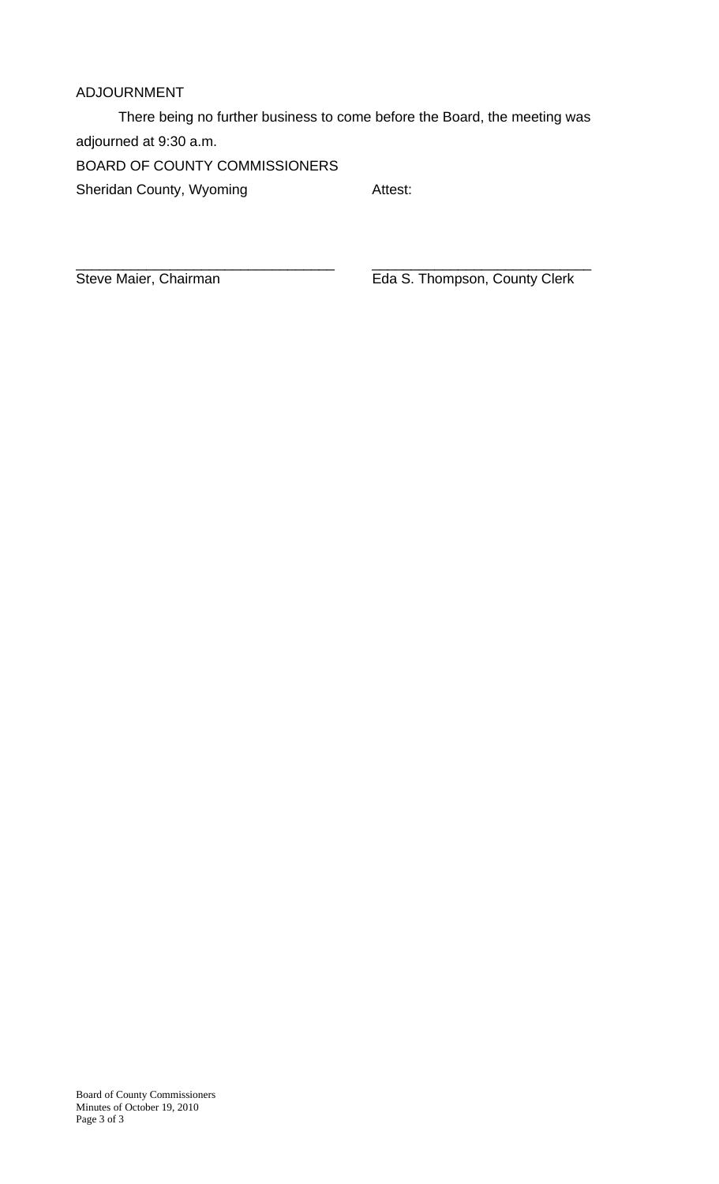ADJOURNMENT

There being no further business to come before the Board, the meeting was adjourned at 9:30 a.m.

BOARD OF COUNTY COMMISSIONERS

Sheridan County, Wyoming Attest:

\_\_\_\_\_\_\_\_\_\_\_\_\_\_\_\_\_\_\_\_\_\_\_\_\_\_\_\_\_\_\_\_ \_\_\_\_\_\_\_\_\_\_\_\_\_\_\_\_\_\_\_\_\_\_\_\_\_\_\_\_\_\_

Steve Maier, Chairman Eda S. Thompson, County Clerk